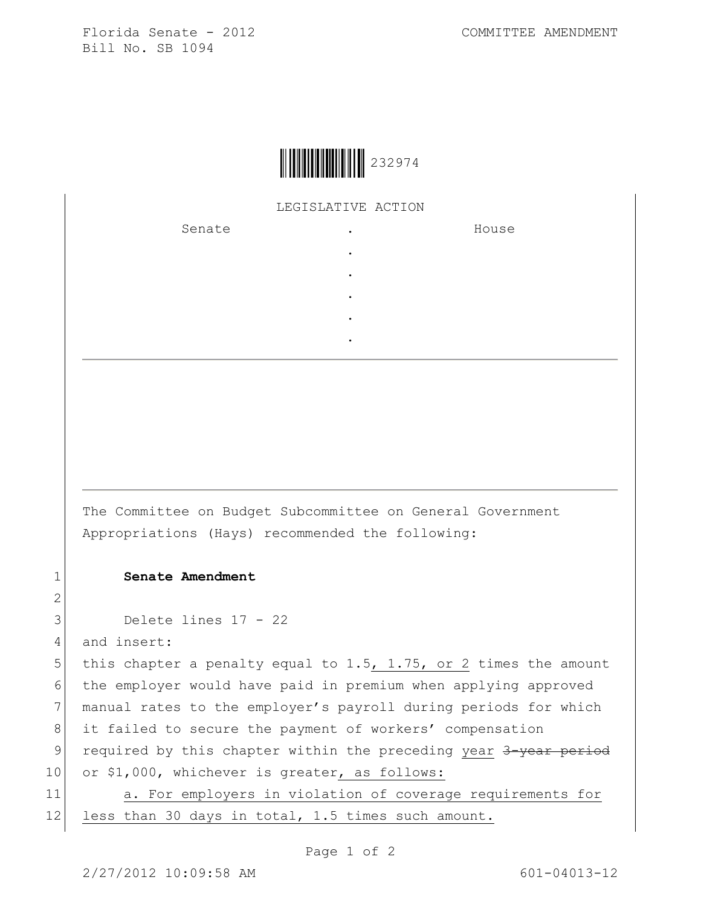Florida Senate - 2012
Bill No. SB 1094

COMMITTEE AMENDMENT

232974

LEGISLATIVE ACTION

| Senate | . | House |
|---|---|---|
| | . | |
| | . | |
| | . | |
| | . | |
| | . | |

The Committee on Budget Subcommittee on General Government Appropriations (Hays) recommended the following:

1 **Senate Amendment**

2

3 Delete lines 17 - 22

4 and insert:

5 this chapter a penalty equal to 1.5, 1.75, or 2 times the amount

6 the employer would have paid in premium when applying approved

7 manual rates to the employer's payroll during periods for which

8 it failed to secure the payment of workers' compensation

9 required by this chapter within the preceding year ~~3-year period~~

10 or $1,000, whichever is greater, as follows:

11 a. For employers in violation of coverage requirements for

12 less than 30 days in total, 1.5 times such amount.

2/27/2012 10:09:58 AM 601-04013-12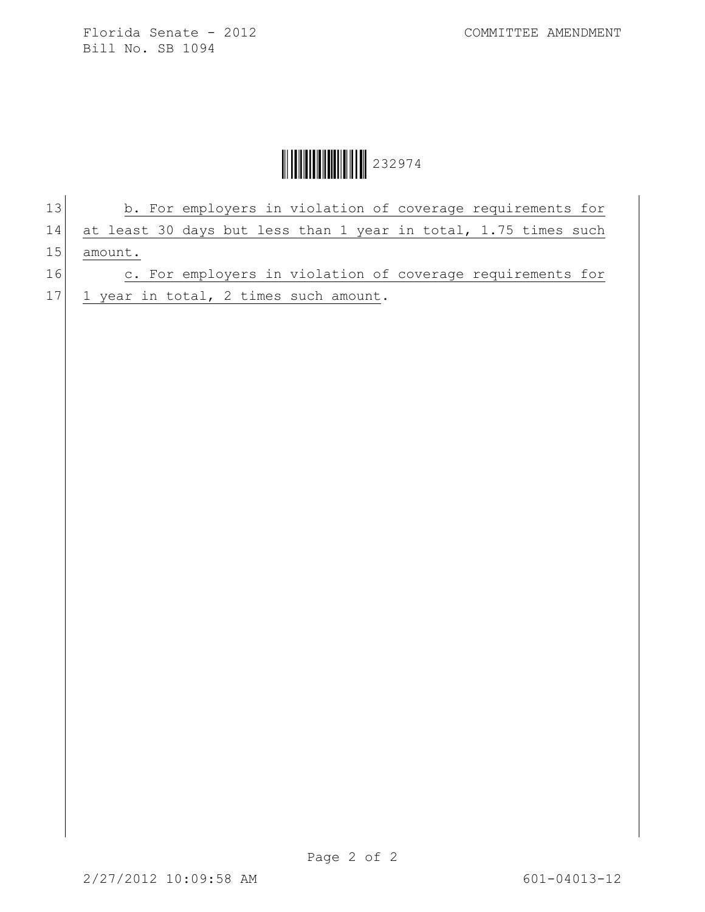b. For employers in violation of coverage requirements for at least 30 days but less than 1 year in total, 1.75 times such amount.

c. For employers in violation of coverage requirements for 1 year in total, 2 times such amount.